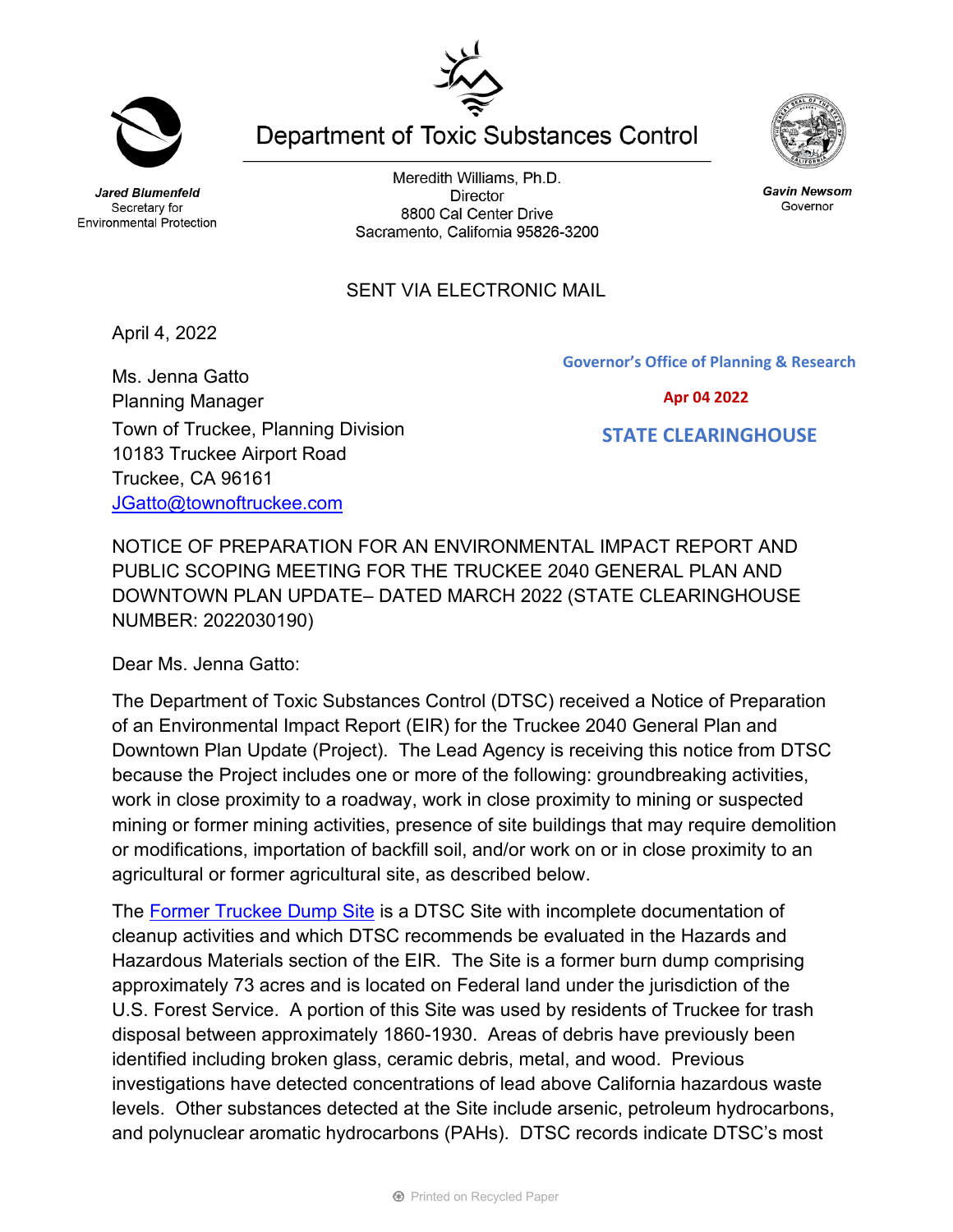# Department of Toxic Substances Control

***Jared Blumenfeld***
Secretary for
Environmental Protection

Meredith Williams, Ph.D.
Director
8800 Cal Center Drive
Sacramento, California 95826-3200

***Gavin Newsom***
Governor

SENT VIA ELECTRONIC MAIL

April 4, 2022

**Governor's Office of Planning & Research**

**Apr 04 2022**

**STATE CLEARINGHOUSE**

Ms. Jenna Gatto
Planning Manager
Town of Truckee, Planning Division
10183 Truckee Airport Road
Truckee, CA 96161
[JGatto@townoftruckee.com](mailto:JGatto@townoftruckee.com)

NOTICE OF PREPARATION FOR AN ENVIRONMENTAL IMPACT REPORT AND PUBLIC SCOPING MEETING FOR THE TRUCKEE 2040 GENERAL PLAN AND DOWNTOWN PLAN UPDATE– DATED MARCH 2022 (STATE CLEARINGHOUSE NUMBER: 2022030190)

Dear Ms. Jenna Gatto:

The Department of Toxic Substances Control (DTSC) received a Notice of Preparation of an Environmental Impact Report (EIR) for the Truckee 2040 General Plan and Downtown Plan Update (Project). The Lead Agency is receiving this notice from DTSC because the Project includes one or more of the following: groundbreaking activities, work in close proximity to a roadway, work in close proximity to mining or suspected mining or former mining activities, presence of site buildings that may require demolition or modifications, importation of backfill soil, and/or work on or in close proximity to an agricultural or former agricultural site, as described below.

The Former Truckee Dump Site is a DTSC Site with incomplete documentation of cleanup activities and which DTSC recommends be evaluated in the Hazards and Hazardous Materials section of the EIR. The Site is a former burn dump comprising approximately 73 acres and is located on Federal land under the jurisdiction of the U.S. Forest Service. A portion of this Site was used by residents of Truckee for trash disposal between approximately 1860-1930. Areas of debris have previously been identified including broken glass, ceramic debris, metal, and wood. Previous investigations have detected concentrations of lead above California hazardous waste levels. Other substances detected at the Site include arsenic, petroleum hydrocarbons, and polynuclear aromatic hydrocarbons (PAHs). DTSC records indicate DTSC's most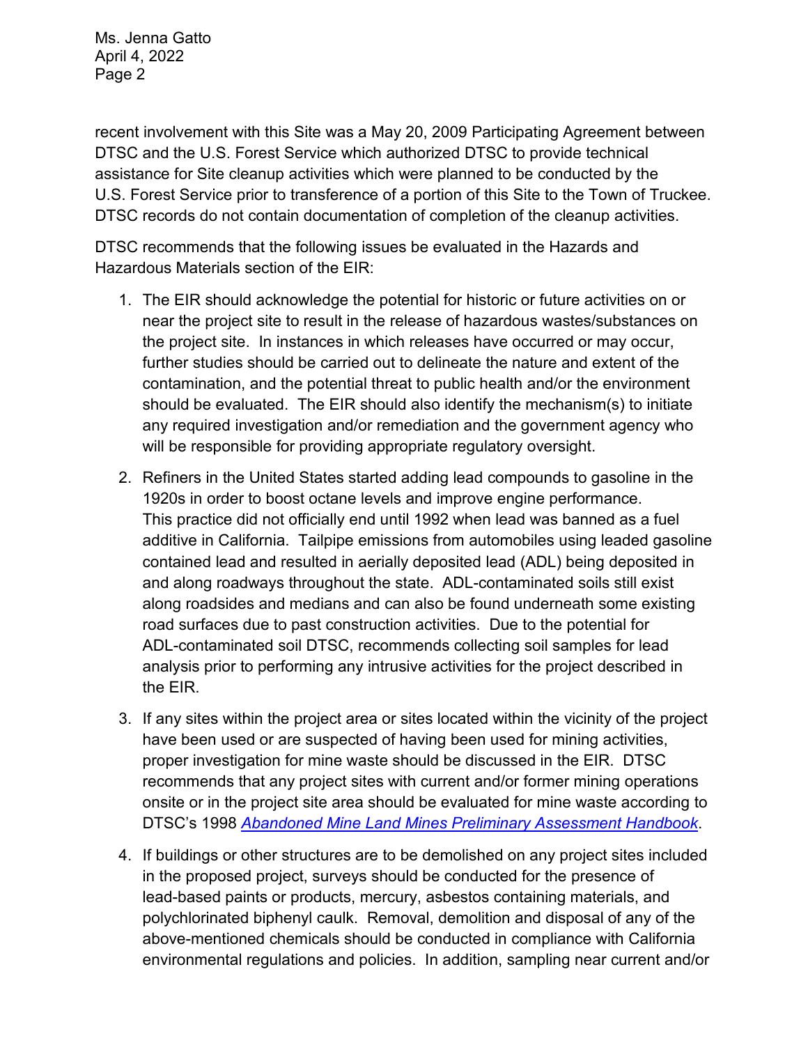recent involvement with this Site was a May 20, 2009 Participating Agreement between DTSC and the U.S. Forest Service which authorized DTSC to provide technical assistance for Site cleanup activities which were planned to be conducted by the U.S. Forest Service prior to transference of a portion of this Site to the Town of Truckee. DTSC records do not contain documentation of completion of the cleanup activities.

DTSC recommends that the following issues be evaluated in the Hazards and Hazardous Materials section of the EIR:

1. The EIR should acknowledge the potential for historic or future activities on or near the project site to result in the release of hazardous wastes/substances on the project site. In instances in which releases have occurred or may occur, further studies should be carried out to delineate the nature and extent of the contamination, and the potential threat to public health and/or the environment should be evaluated. The EIR should also identify the mechanism(s) to initiate any required investigation and/or remediation and the government agency who will be responsible for providing appropriate regulatory oversight.

2. Refiners in the United States started adding lead compounds to gasoline in the 1920s in order to boost octane levels and improve engine performance. This practice did not officially end until 1992 when lead was banned as a fuel additive in California. Tailpipe emissions from automobiles using leaded gasoline contained lead and resulted in aerially deposited lead (ADL) being deposited in and along roadways throughout the state. ADL-contaminated soils still exist along roadsides and medians and can also be found underneath some existing road surfaces due to past construction activities. Due to the potential for ADL-contaminated soil DTSC, recommends collecting soil samples for lead analysis prior to performing any intrusive activities for the project described in the EIR.

3. If any sites within the project area or sites located within the vicinity of the project have been used or are suspected of having been used for mining activities, proper investigation for mine waste should be discussed in the EIR. DTSC recommends that any project sites with current and/or former mining operations onsite or in the project site area should be evaluated for mine waste according to DTSC's 1998 *Abandoned Mine Land Mines Preliminary Assessment Handbook*.

4. If buildings or other structures are to be demolished on any project sites included in the proposed project, surveys should be conducted for the presence of lead-based paints or products, mercury, asbestos containing materials, and polychlorinated biphenyl caulk. Removal, demolition and disposal of any of the above-mentioned chemicals should be conducted in compliance with California environmental regulations and policies. In addition, sampling near current and/or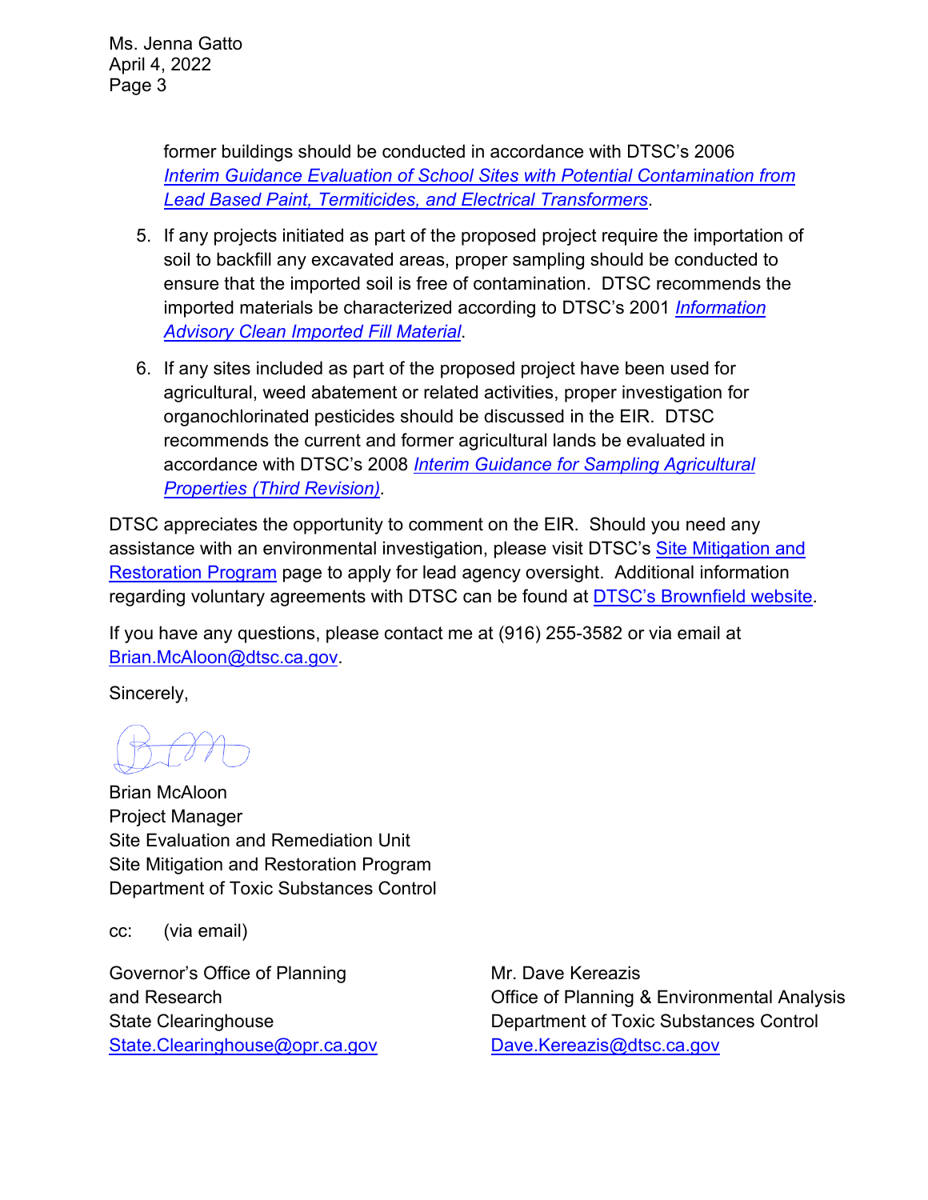former buildings should be conducted in accordance with DTSC's 2006 *[Interim Guidance Evaluation of School Sites with Potential Contamination from Lead Based Paint, Termiticides, and Electrical Transformers](#)*.

5. If any projects initiated as part of the proposed project require the importation of soil to backfill any excavated areas, proper sampling should be conducted to ensure that the imported soil is free of contamination. DTSC recommends the imported materials be characterized according to DTSC's 2001 *[Information Advisory Clean Imported Fill Material](#)*.

6. If any sites included as part of the proposed project have been used for agricultural, weed abatement or related activities, proper investigation for organochlorinated pesticides should be discussed in the EIR. DTSC recommends the current and former agricultural lands be evaluated in accordance with DTSC's 2008 *[Interim Guidance for Sampling Agricultural Properties (Third Revision)](#).*

DTSC appreciates the opportunity to comment on the EIR. Should you need any assistance with an environmental investigation, please visit DTSC's [Site Mitigation and Restoration Program](#) page to apply for lead agency oversight. Additional information regarding voluntary agreements with DTSC can be found at [DTSC's Brownfield website](#).

If you have any questions, please contact me at (916) 255-3582 or via email at Brian.McAloon@dtsc.ca.gov.

Sincerely,

Brian McAloon
Project Manager
Site Evaluation and Remediation Unit
Site Mitigation and Restoration Program
Department of Toxic Substances Control

cc: (via email)

Governor's Office of Planning and Research
State Clearinghouse
State.Clearinghouse@opr.ca.gov

Mr. Dave Kereazis
Office of Planning & Environmental Analysis
Department of Toxic Substances Control
Dave.Kereazis@dtsc.ca.gov